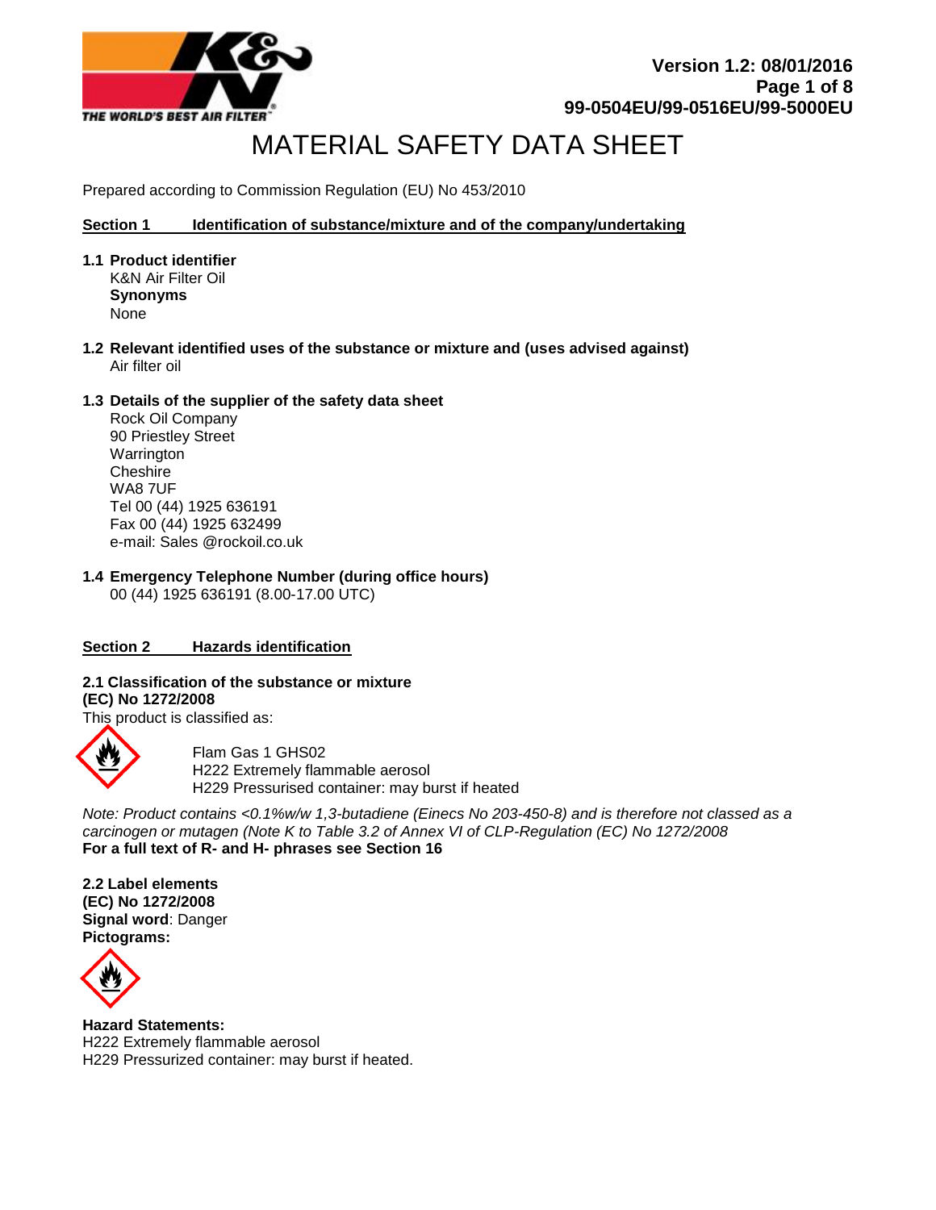Version 1.2: 08/01/2016

99-0504EU/99-0516EU/99-5000EU

# MATERIAL SAFETY DATA SHEET

Prepared according to Commission Regulation (EU) No 453/2010

## Section 1 Identification of substance/mixture and of the company/undertaking

**1.1 Product identifier**

K&N Air Filter Oil

**Synonyms**

None

**1.2 Relevant identified uses of the substance or mixture and (uses advised against)**

Air filter oil

**1.3 Details of the supplier of the safety data sheet**

Rock Oil Company
90 Priestley Street
Warrington
Cheshire
WA8 7UF
Tel 00 (44) 1925 636191
Fax 00 (44) 1925 632499
e-mail: Sales @rockoil.co.uk

**1.4 Emergency Telephone Number (during office hours)**

00 (44) 1925 636191 (8.00-17.00 UTC)

## Section 2 Hazards identification

**2.1 Classification of the substance or mixture**
**(EC) No 1272/2008**

This product is classified as:

Flam Gas 1 GHS02
H222 Extremely flammable aerosol
H229 Pressurised container: may burst if heated

*Note: Product contains <0.1%w/w 1,3-butadiene (Einecs No 203-450-8) and is therefore not classed as a carcinogen or mutagen (Note K to Table 3.2 of Annex VI of CLP-Regulation (EC) No 1272/2008*

**For a full text of R- and H- phrases see Section 16**

**2.2 Label elements**
**(EC) No 1272/2008**
**Signal word**: Danger
**Pictograms:**

**Hazard Statements:**
H222 Extremely flammable aerosol
H229 Pressurized container: may burst if heated.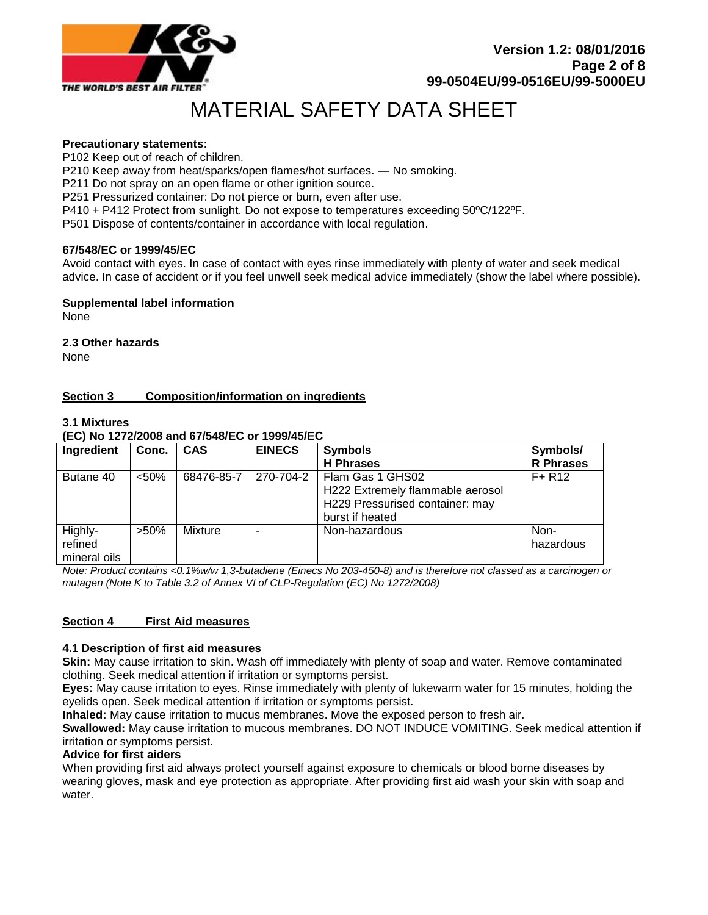**Precautionary statements:**

P102 Keep out of reach of children.
P210 Keep away from heat/sparks/open flames/hot surfaces. — No smoking.
P211 Do not spray on an open flame or other ignition source.
P251 Pressurized container: Do not pierce or burn, even after use.
P410 + P412 Protect from sunlight. Do not expose to temperatures exceeding 50ºC/122ºF.
P501 Dispose of contents/container in accordance with local regulation.

**67/548/EC or 1999/45/EC**

Avoid contact with eyes. In case of contact with eyes rinse immediately with plenty of water and seek medical advice. In case of accident or if you feel unwell seek medical advice immediately (show the label where possible).

**Supplemental label information**

None

**2.3 Other hazards**

None

## Section 3 Composition/information on ingredients

**3.1 Mixtures**

**(EC) No 1272/2008 and 67/548/EC or 1999/45/EC**

| Ingredient | Conc. | CAS | EINECS | Symbols H Phrases | Symbols/ R Phrases |
|---|---|---|---|---|---|
| Butane 40 | <50% | 68476-85-7 | 270-704-2 | Flam Gas 1 GHS02 H222 Extremely flammable aerosol H229 Pressurised container: may burst if heated | F+ R12 |
| Highly-refined mineral oils | >50% | Mixture | - | Non-hazardous | Non-hazardous |

*Note: Product contains <0.1%w/w 1,3-butadiene (Einecs No 203-450-8) and is therefore not classed as a carcinogen or mutagen (Note K to Table 3.2 of Annex VI of CLP-Regulation (EC) No 1272/2008)*

## Section 4 First Aid measures

**4.1 Description of first aid measures**

**Skin:** May cause irritation to skin. Wash off immediately with plenty of soap and water. Remove contaminated clothing. Seek medical attention if irritation or symptoms persist.

**Eyes:** May cause irritation to eyes. Rinse immediately with plenty of lukewarm water for 15 minutes, holding the eyelids open. Seek medical attention if irritation or symptoms persist.

**Inhaled:** May cause irritation to mucus membranes. Move the exposed person to fresh air.

**Swallowed:** May cause irritation to mucous membranes. DO NOT INDUCE VOMITING. Seek medical attention if irritation or symptoms persist.

**Advice for first aiders**

When providing first aid always protect yourself against exposure to chemicals or blood borne diseases by wearing gloves, mask and eye protection as appropriate. After providing first aid wash your skin with soap and water.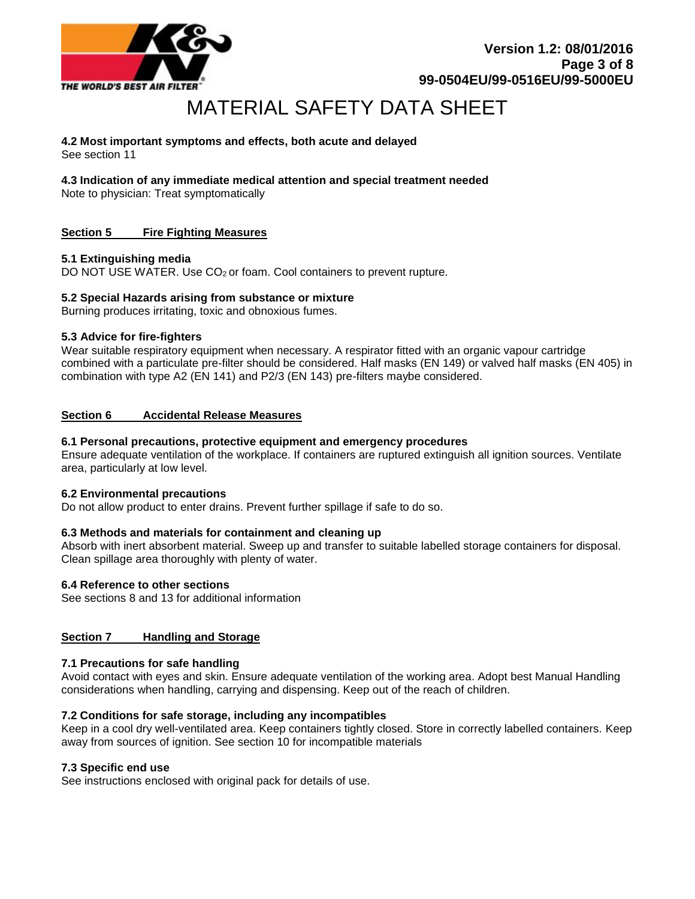# MATERIAL SAFETY DATA SHEET

**4.2 Most important symptoms and effects, both acute and delayed**

See section 11

**4.3 Indication of any immediate medical attention and special treatment needed**

Note to physician: Treat symptomatically

## Section 5 Fire Fighting Measures

**5.1 Extinguishing media**

DO NOT USE WATER. Use $CO_2$ or foam. Cool containers to prevent rupture.

**5.2 Special Hazards arising from substance or mixture**

Burning produces irritating, toxic and obnoxious fumes.

**5.3 Advice for fire-fighters**

Wear suitable respiratory equipment when necessary. A respirator fitted with an organic vapour cartridge combined with a particulate pre-filter should be considered. Half masks (EN 149) or valved half masks (EN 405) in combination with type A2 (EN 141) and P2/3 (EN 143) pre-filters maybe considered.

## Section 6 Accidental Release Measures

**6.1 Personal precautions, protective equipment and emergency procedures**

Ensure adequate ventilation of the workplace. If containers are ruptured extinguish all ignition sources. Ventilate area, particularly at low level.

**6.2 Environmental precautions**

Do not allow product to enter drains. Prevent further spillage if safe to do so.

**6.3 Methods and materials for containment and cleaning up**

Absorb with inert absorbent material. Sweep up and transfer to suitable labelled storage containers for disposal. Clean spillage area thoroughly with plenty of water.

**6.4 Reference to other sections**

See sections 8 and 13 for additional information

## Section 7 Handling and Storage

**7.1 Precautions for safe handling**

Avoid contact with eyes and skin. Ensure adequate ventilation of the working area. Adopt best Manual Handling considerations when handling, carrying and dispensing. Keep out of the reach of children.

**7.2 Conditions for safe storage, including any incompatibles**

Keep in a cool dry well-ventilated area. Keep containers tightly closed. Store in correctly labelled containers. Keep away from sources of ignition. See section 10 for incompatible materials

**7.3 Specific end use**

See instructions enclosed with original pack for details of use.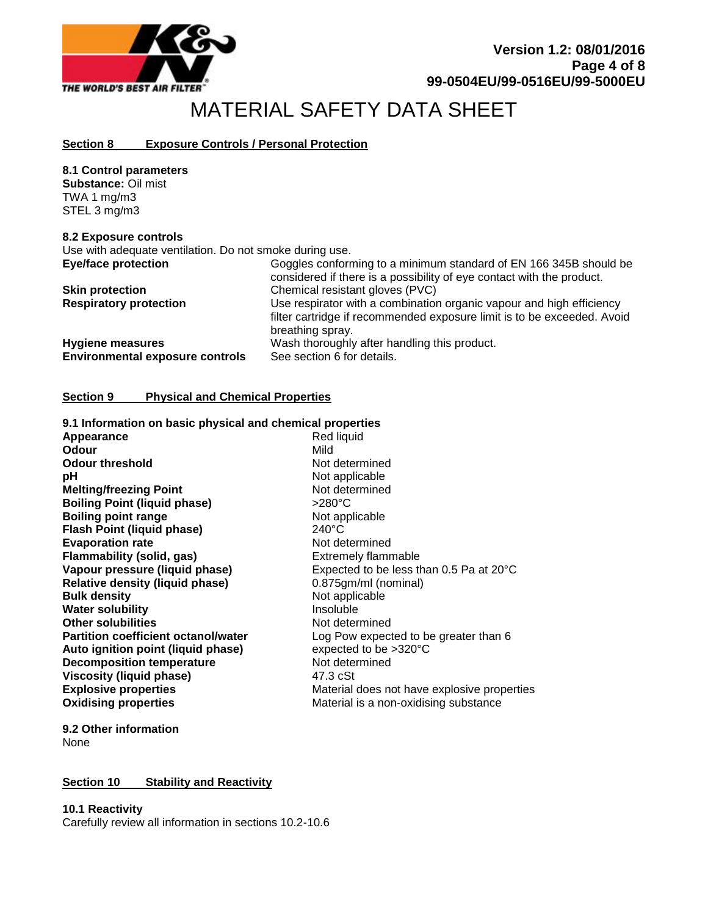# MATERIAL SAFETY DATA SHEET

## Section 8 Exposure Controls / Personal Protection

### 8.1 Control parameters

**Substance:** Oil mist
TWA 1 mg/m3
STEL 3 mg/m3

### 8.2 Exposure controls

Use with adequate ventilation. Do not smoke during use.

| | |
|---|---|
| **Eye/face protection** | Goggles conforming to a minimum standard of EN 166 345B should be considered if there is a possibility of eye contact with the product. |
| **Skin protection** | Chemical resistant gloves (PVC) |
| **Respiratory protection** | Use respirator with a combination organic vapour and high efficiency filter cartridge if recommended exposure limit is to be exceeded. Avoid breathing spray. |
| **Hygiene measures** | Wash thoroughly after handling this product. |
| **Environmental exposure controls** | See section 6 for details. |

## Section 9 Physical and Chemical Properties

### 9.1 Information on basic physical and chemical properties

| | |
|---|---|
| **Appearance** | Red liquid |
| **Odour** | Mild |
| **Odour threshold** | Not determined |
| **pH** | Not applicable |
| **Melting/freezing Point** | Not determined |
| **Boiling Point (liquid phase)** | >280°C |
| **Boiling point range** | Not applicable |
| **Flash Point (liquid phase)** | 240°C |
| **Evaporation rate** | Not determined |
| **Flammability (solid, gas)** | Extremely flammable |
| **Vapour pressure (liquid phase)** | Expected to be less than 0.5 Pa at 20°C |
| **Relative density (liquid phase)** | 0.875gm/ml (nominal) |
| **Bulk density** | Not applicable |
| **Water solubility** | Insoluble |
| **Other solubilities** | Not determined |
| **Partition coefficient octanol/water** | Log Pow expected to be greater than 6 |
| **Auto ignition point (liquid phase)** | expected to be >320°C |
| **Decomposition temperature** | Not determined |
| **Viscosity (liquid phase)** | 47.3 cSt |
| **Explosive properties** | Material does not have explosive properties |
| **Oxidising properties** | Material is a non-oxidising substance |

### 9.2 Other information

None

## Section 10 Stability and Reactivity

### 10.1 Reactivity

Carefully review all information in sections 10.2-10.6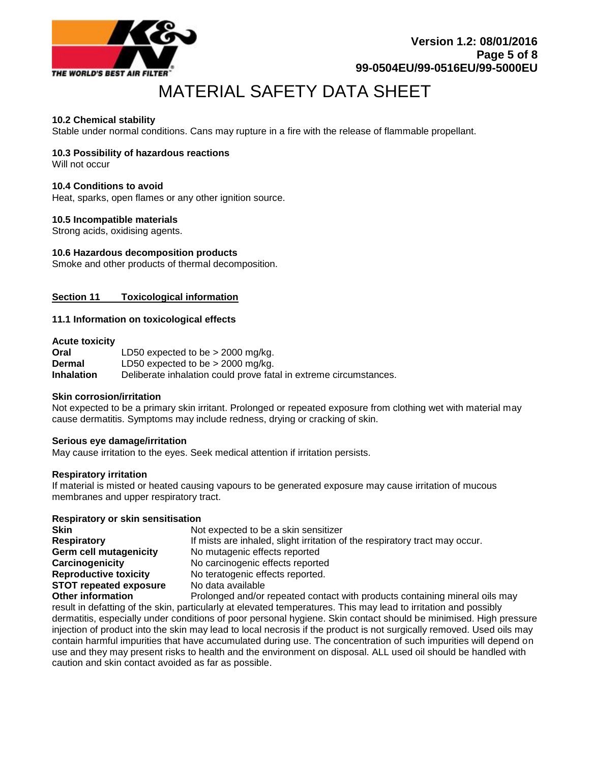# MATERIAL SAFETY DATA SHEET

**10.2 Chemical stability**

Stable under normal conditions. Cans may rupture in a fire with the release of flammable propellant.

**10.3 Possibility of hazardous reactions**

Will not occur

**10.4 Conditions to avoid**

Heat, sparks, open flames or any other ignition source.

**10.5 Incompatible materials**

Strong acids, oxidising agents.

**10.6 Hazardous decomposition products**

Smoke and other products of thermal decomposition.

## Section 11 Toxicological information

**11.1 Information on toxicological effects**

**Acute toxicity**

**Oral** LD50 expected to be > 2000 mg/kg.
**Dermal** LD50 expected to be > 2000 mg/kg.
**Inhalation** Deliberate inhalation could prove fatal in extreme circumstances.

**Skin corrosion/irritation**

Not expected to be a primary skin irritant. Prolonged or repeated exposure from clothing wet with material may cause dermatitis. Symptoms may include redness, drying or cracking of skin.

**Serious eye damage/irritation**

May cause irritation to the eyes. Seek medical attention if irritation persists.

**Respiratory irritation**

If material is misted or heated causing vapours to be generated exposure may cause irritation of mucous membranes and upper respiratory tract.

**Respiratory or skin sensitisation**

**Skin** Not expected to be a skin sensitizer
**Respiratory** If mists are inhaled, slight irritation of the respiratory tract may occur.
**Germ cell mutagenicity** No mutagenic effects reported
**Carcinogenicity** No carcinogenic effects reported
**Reproductive toxicity** No teratogenic effects reported.
**STOT repeated exposure** No data available
**Other information** Prolonged and/or repeated contact with products containing mineral oils may result in defatting of the skin, particularly at elevated temperatures. This may lead to irritation and possibly dermatitis, especially under conditions of poor personal hygiene. Skin contact should be minimised. High pressure injection of product into the skin may lead to local necrosis if the product is not surgically removed. Used oils may contain harmful impurities that have accumulated during use. The concentration of such impurities will depend on use and they may present risks to health and the environment on disposal. ALL used oil should be handled with caution and skin contact avoided as far as possible.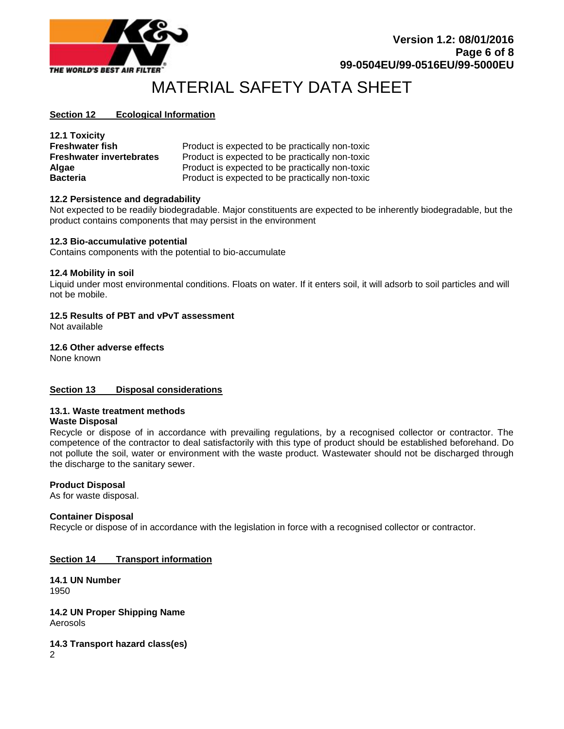# MATERIAL SAFETY DATA SHEET

## Section 12 Ecological Information

### 12.1 Toxicity

| | |
|---|---|
| **Freshwater fish** | Product is expected to be practically non-toxic |
| **Freshwater invertebrates** | Product is expected to be practically non-toxic |
| **Algae** | Product is expected to be practically non-toxic |
| **Bacteria** | Product is expected to be practically non-toxic |

### 12.2 Persistence and degradability

Not expected to be readily biodegradable. Major constituents are expected to be inherently biodegradable, but the product contains components that may persist in the environment

### 12.3 Bio-accumulative potential

Contains components with the potential to bio-accumulate

### 12.4 Mobility in soil

Liquid under most environmental conditions. Floats on water. If it enters soil, it will adsorb to soil particles and will not be mobile.

### 12.5 Results of PBT and vPvT assessment

Not available

### 12.6 Other adverse effects

None known

## Section 13 Disposal considerations

### 13.1. Waste treatment methods

**Waste Disposal**

Recycle or dispose of in accordance with prevailing regulations, by a recognised collector or contractor. The competence of the contractor to deal satisfactorily with this type of product should be established beforehand. Do not pollute the soil, water or environment with the waste product. Wastewater should not be discharged through the discharge to the sanitary sewer.

**Product Disposal**

As for waste disposal.

**Container Disposal**

Recycle or dispose of in accordance with the legislation in force with a recognised collector or contractor.

## Section 14 Transport information

### 14.1 UN Number

1950

### 14.2 UN Proper Shipping Name

Aerosols

### 14.3 Transport hazard class(es)

2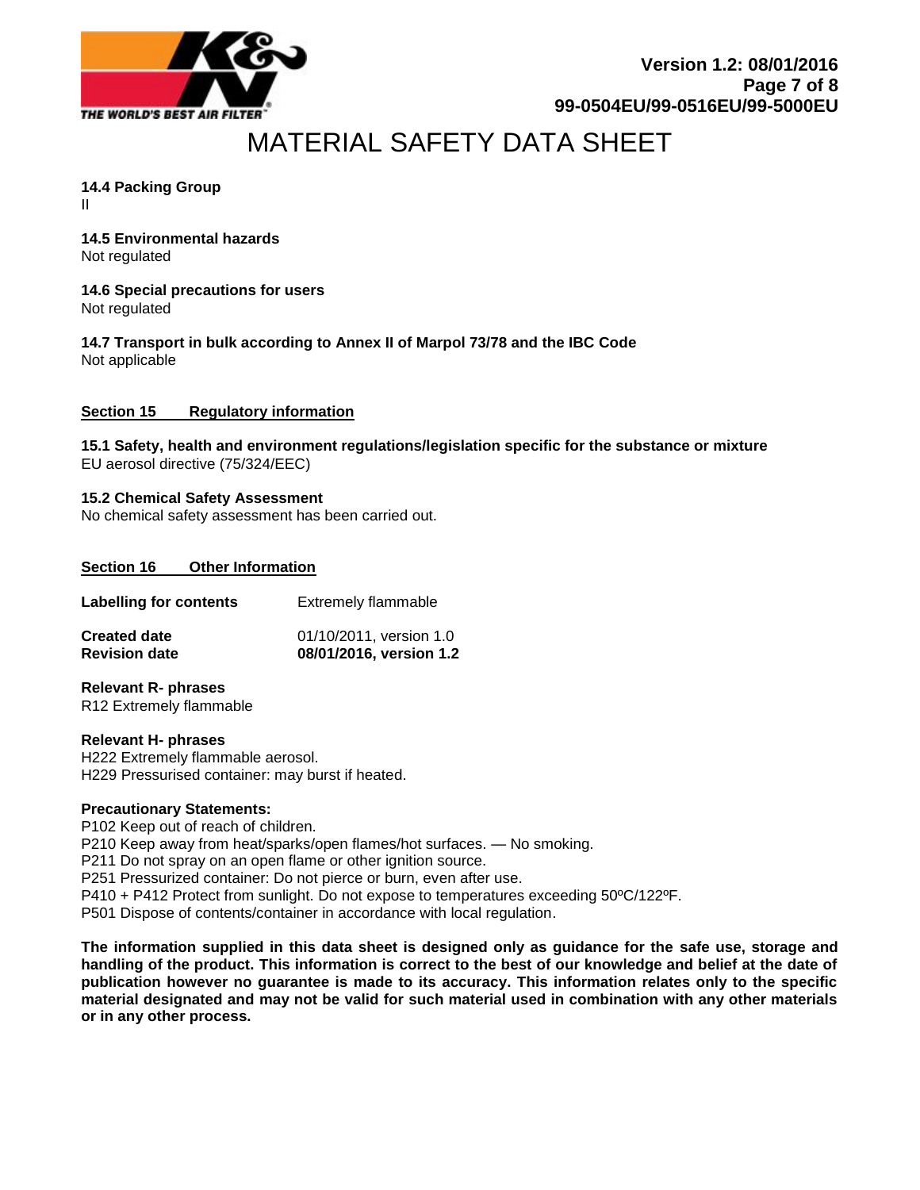# MATERIAL SAFETY DATA SHEET

**14.4 Packing Group**
II

**14.5 Environmental hazards**
Not regulated

**14.6 Special precautions for users**
Not regulated

**14.7 Transport in bulk according to Annex II of Marpol 73/78 and the IBC Code**
Not applicable

## Section 15 Regulatory information

**15.1 Safety, health and environment regulations/legislation specific for the substance or mixture**
EU aerosol directive (75/324/EEC)

**15.2 Chemical Safety Assessment**
No chemical safety assessment has been carried out.

## Section 16 Other Information

| | |
|---|---|
| **Labelling for contents** | Extremely flammable |
| **Created date** | 01/10/2011, version 1.0 |
| **Revision date** | **08/01/2016, version 1.2** |

**Relevant R- phrases**
R12 Extremely flammable

**Relevant H- phrases**
H222 Extremely flammable aerosol.
H229 Pressurised container: may burst if heated.

**Precautionary Statements:**
P102 Keep out of reach of children.
P210 Keep away from heat/sparks/open flames/hot surfaces. — No smoking.
P211 Do not spray on an open flame or other ignition source.
P251 Pressurized container: Do not pierce or burn, even after use.
P410 + P412 Protect from sunlight. Do not expose to temperatures exceeding 50ºC/122ºF.
P501 Dispose of contents/container in accordance with local regulation.

**The information supplied in this data sheet is designed only as guidance for the safe use, storage and handling of the product. This information is correct to the best of our knowledge and belief at the date of publication however no guarantee is made to its accuracy. This information relates only to the specific material designated and may not be valid for such material used in combination with any other materials or in any other process.**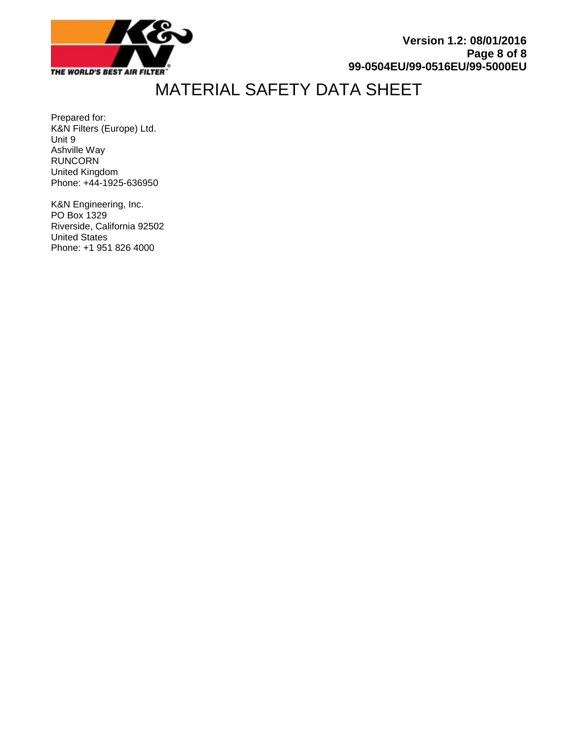# MATERIAL SAFETY DATA SHEET

Prepared for:
K&N Filters (Europe) Ltd.
Unit 9
Ashville Way
RUNCORN
United Kingdom
Phone: +44-1925-636950

K&N Engineering, Inc.
PO Box 1329
Riverside, California 92502
United States
Phone: +1 951 826 4000